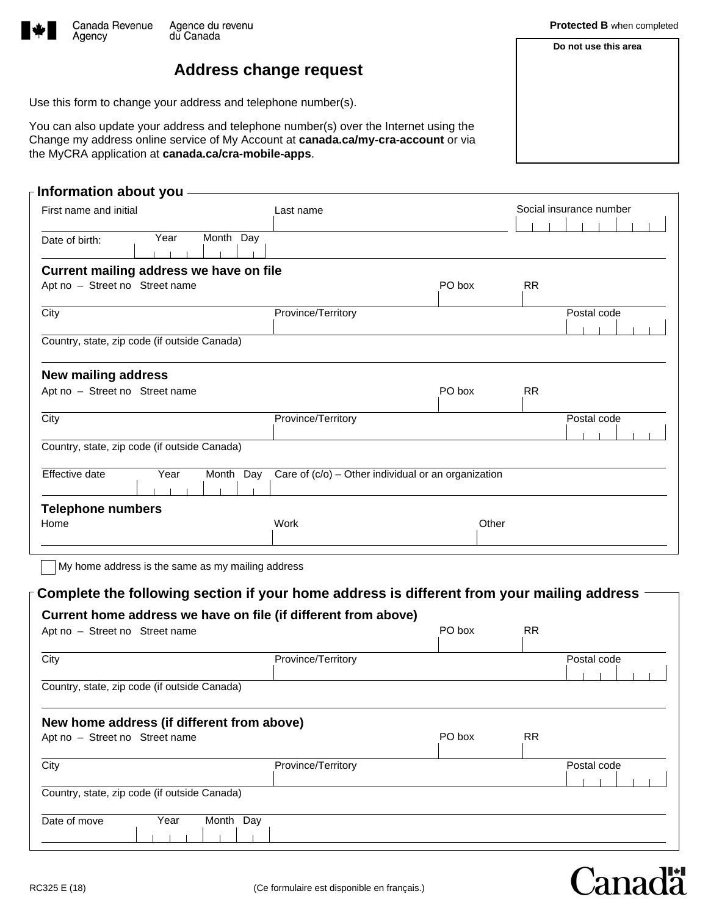Canada Revenue Agency | Agence du revenu du Canada

**Protected B** when completed

**Do not use this area**

# Address change request

Use this form to change your address and telephone number(s).

You can also update your address and telephone number(s) over the Internet using the Change my address online service of My Account at **canada.ca/my-cra-account** or via the MyCRA application at **canada.ca/cra-mobile-apps**.

## Information about you

First name and initial | Last name | Social insurance number

Date of birth: Year Month Day

### Current mailing address we have on file

Apt no – Street no Street name | PO box | RR

City | Province/Territory | Postal code

Country, state, zip code (if outside Canada)

### New mailing address

Apt no – Street no Street name | PO box | RR

City | Province/Territory | Postal code

Country, state, zip code (if outside Canada)

Effective date Year Month Day | Care of (c/o) – Other individual or an organization

### Telephone numbers

Home | Work | Other

☐ My home address is the same as my mailing address

## Complete the following section if your home address is different from your mailing address

### Current home address we have on file (if different from above)

Apt no – Street no Street name | PO box | RR

City | Province/Territory | Postal code

Country, state, zip code (if outside Canada)

### New home address (if different from above)

Apt no – Street no Street name | PO box | RR

City | Province/Territory | Postal code

Country, state, zip code (if outside Canada)

Date of move Year Month Day

RC325 E (18)

(Ce formulaire est disponible en français.)

Canada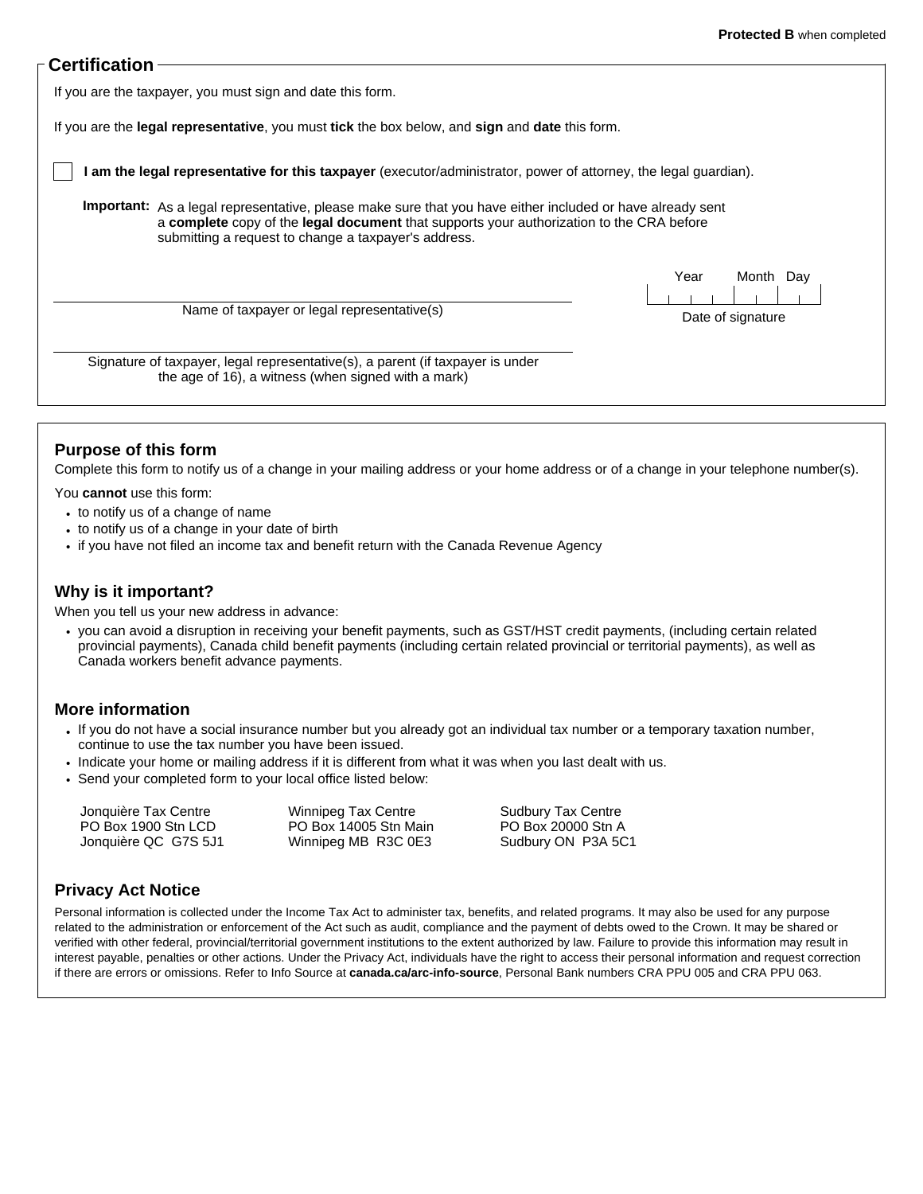Protected B when completed

## Certification

If you are the taxpayer, you must sign and date this form.

If you are the **legal representative**, you must **tick** the box below, and **sign** and **date** this form.

☐ **I am the legal representative for this taxpayer** (executor/administrator, power of attorney, the legal guardian).

**Important:** As a legal representative, please make sure that you have either included or have already sent a **complete** copy of the **legal document** that supports your authorization to the CRA before submitting a request to change a taxpayer's address.

Name of taxpayer or legal representative(s)

Year Month Day

Date of signature

Signature of taxpayer, legal representative(s), a parent (if taxpayer is under the age of 16), a witness (when signed with a mark)

### Purpose of this form

Complete this form to notify us of a change in your mailing address or your home address or of a change in your telephone number(s).

You **cannot** use this form:

- to notify us of a change of name
- to notify us of a change in your date of birth
- if you have not filed an income tax and benefit return with the Canada Revenue Agency

### Why is it important?

When you tell us your new address in advance:

- you can avoid a disruption in receiving your benefit payments, such as GST/HST credit payments, (including certain related provincial payments), Canada child benefit payments (including certain related provincial or territorial payments), as well as Canada workers benefit advance payments.

### More information

- If you do not have a social insurance number but you already got an individual tax number or a temporary taxation number, continue to use the tax number you have been issued.
- Indicate your home or mailing address if it is different from what it was when you last dealt with us.
- Send your completed form to your local office listed below:

Jonquière Tax Centre
PO Box 1900 Stn LCD
Jonquière QC G7S 5J1

Winnipeg Tax Centre
PO Box 14005 Stn Main
Winnipeg MB R3C 0E3

Sudbury Tax Centre
PO Box 20000 Stn A
Sudbury ON P3A 5C1

### Privacy Act Notice

Personal information is collected under the Income Tax Act to administer tax, benefits, and related programs. It may also be used for any purpose related to the administration or enforcement of the Act such as audit, compliance and the payment of debts owed to the Crown. It may be shared or verified with other federal, provincial/territorial government institutions to the extent authorized by law. Failure to provide this information may result in interest payable, penalties or other actions. Under the Privacy Act, individuals have the right to access their personal information and request correction if there are errors or omissions. Refer to Info Source at **canada.ca/arc-info-source**, Personal Bank numbers CRA PPU 005 and CRA PPU 063.